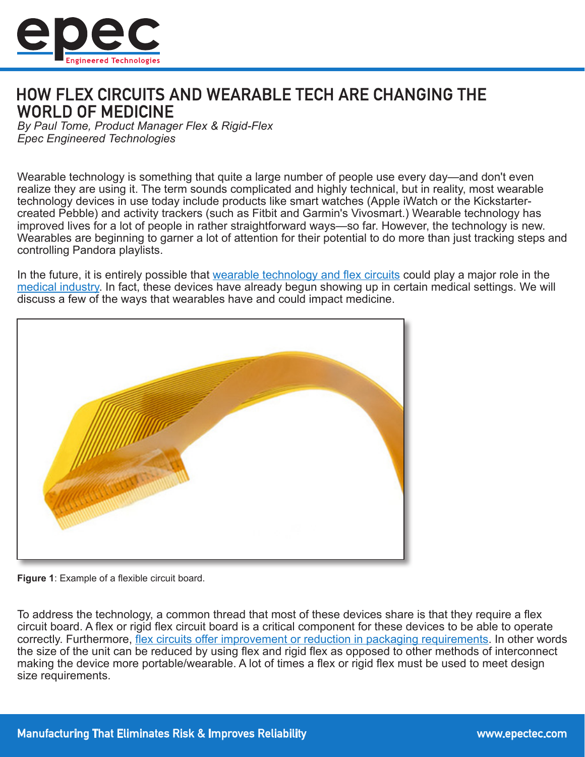# HOW FLEX CIRCUITS AND WEARABLE TECH ARE CHANGING THE WORLD OF MEDICINE

*By Paul Tome, Product Manager Flex & Rigid-Flex*
*Epec Engineered Technologies*

Wearable technology is something that quite a large number of people use every day—and don't even realize they are using it. The term sounds complicated and highly technical, but in reality, most wearable technology devices in use today include products like smart watches (Apple iWatch or the Kickstarter-created Pebble) and activity trackers (such as Fitbit and Garmin's Vivosmart.) Wearable technology has improved lives for a lot of people in rather straightforward ways—so far. However, the technology is new. Wearables are beginning to garner a lot of attention for their potential to do more than just tracking steps and controlling Pandora playlists.

In the future, it is entirely possible that wearable technology and flex circuits could play a major role in the medical industry. In fact, these devices have already begun showing up in certain medical settings. We will discuss a few of the ways that wearables have and could impact medicine.

**Figure 1**: Example of a flexible circuit board.

To address the technology, a common thread that most of these devices share is that they require a flex circuit board. A flex or rigid flex circuit board is a critical component for these devices to be able to operate correctly. Furthermore, flex circuits offer improvement or reduction in packaging requirements. In other words the size of the unit can be reduced by using flex and rigid flex as opposed to other methods of interconnect making the device more portable/wearable. A lot of times a flex or rigid flex must be used to meet design size requirements.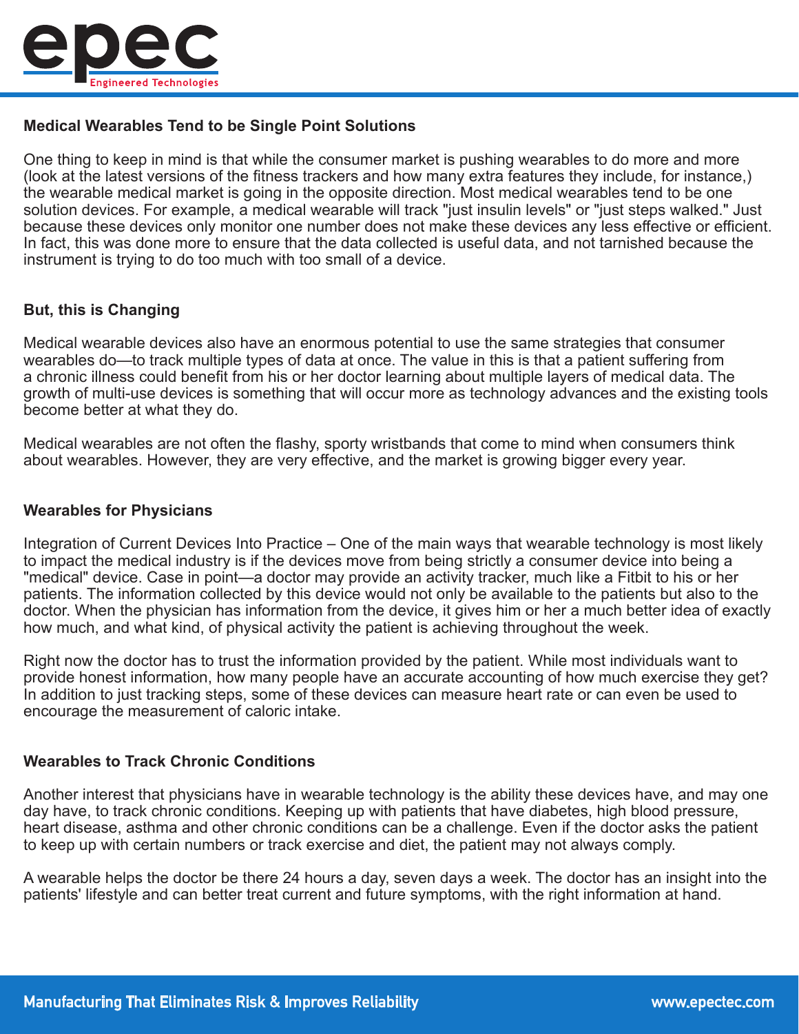## Medical Wearables Tend to be Single Point Solutions

One thing to keep in mind is that while the consumer market is pushing wearables to do more and more (look at the latest versions of the fitness trackers and how many extra features they include, for instance,) the wearable medical market is going in the opposite direction. Most medical wearables tend to be one solution devices. For example, a medical wearable will track "just insulin levels" or "just steps walked." Just because these devices only monitor one number does not make these devices any less effective or efficient. In fact, this was done more to ensure that the data collected is useful data, and not tarnished because the instrument is trying to do too much with too small of a device.

## But, this is Changing

Medical wearable devices also have an enormous potential to use the same strategies that consumer wearables do—to track multiple types of data at once. The value in this is that a patient suffering from a chronic illness could benefit from his or her doctor learning about multiple layers of medical data. The growth of multi-use devices is something that will occur more as technology advances and the existing tools become better at what they do.

Medical wearables are not often the flashy, sporty wristbands that come to mind when consumers think about wearables. However, they are very effective, and the market is growing bigger every year.

## Wearables for Physicians

Integration of Current Devices Into Practice – One of the main ways that wearable technology is most likely to impact the medical industry is if the devices move from being strictly a consumer device into being a "medical" device. Case in point—a doctor may provide an activity tracker, much like a Fitbit to his or her patients. The information collected by this device would not only be available to the patients but also to the doctor. When the physician has information from the device, it gives him or her a much better idea of exactly how much, and what kind, of physical activity the patient is achieving throughout the week.

Right now the doctor has to trust the information provided by the patient. While most individuals want to provide honest information, how many people have an accurate accounting of how much exercise they get? In addition to just tracking steps, some of these devices can measure heart rate or can even be used to encourage the measurement of caloric intake.

## Wearables to Track Chronic Conditions

Another interest that physicians have in wearable technology is the ability these devices have, and may one day have, to track chronic conditions. Keeping up with patients that have diabetes, high blood pressure, heart disease, asthma and other chronic conditions can be a challenge. Even if the doctor asks the patient to keep up with certain numbers or track exercise and diet, the patient may not always comply.

A wearable helps the doctor be there 24 hours a day, seven days a week. The doctor has an insight into the patients' lifestyle and can better treat current and future symptoms, with the right information at hand.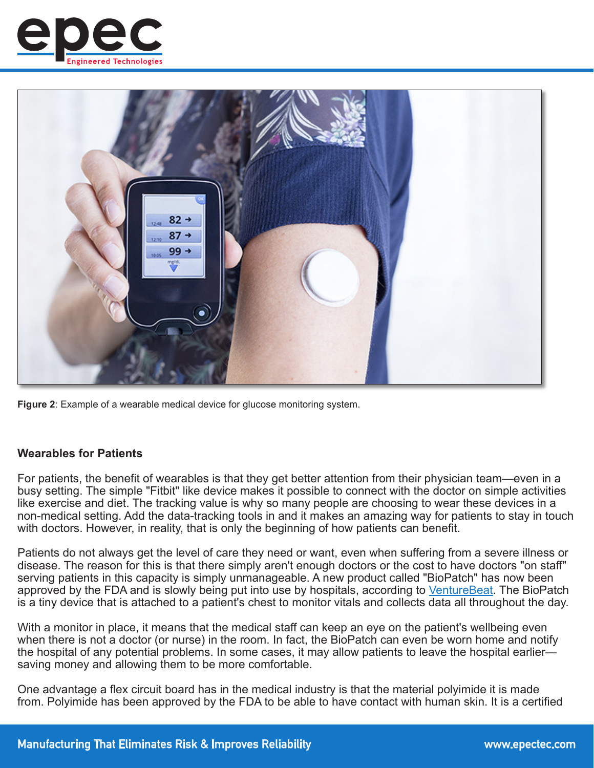**Figure 2**: Example of a wearable medical device for glucose monitoring system.

### Wearables for Patients

For patients, the benefit of wearables is that they get better attention from their physician team—even in a busy setting. The simple "Fitbit" like device makes it possible to connect with the doctor on simple activities like exercise and diet. The tracking value is why so many people are choosing to wear these devices in a non-medical setting. Add the data-tracking tools in and it makes an amazing way for patients to stay in touch with doctors. However, in reality, that is only the beginning of how patients can benefit.

Patients do not always get the level of care they need or want, even when suffering from a severe illness or disease. The reason for this is that there simply aren't enough doctors or the cost to have doctors "on staff" serving patients in this capacity is simply unmanageable. A new product called "BioPatch" has now been approved by the FDA and is slowly being put into use by hospitals, according to VentureBeat. The BioPatch is a tiny device that is attached to a patient's chest to monitor vitals and collects data all throughout the day.

With a monitor in place, it means that the medical staff can keep an eye on the patient's wellbeing even when there is not a doctor (or nurse) in the room. In fact, the BioPatch can even be worn home and notify the hospital of any potential problems. In some cases, it may allow patients to leave the hospital earlier—saving money and allowing them to be more comfortable.

One advantage a flex circuit board has in the medical industry is that the material polyimide it is made from. Polyimide has been approved by the FDA to be able to have contact with human skin. It is a certified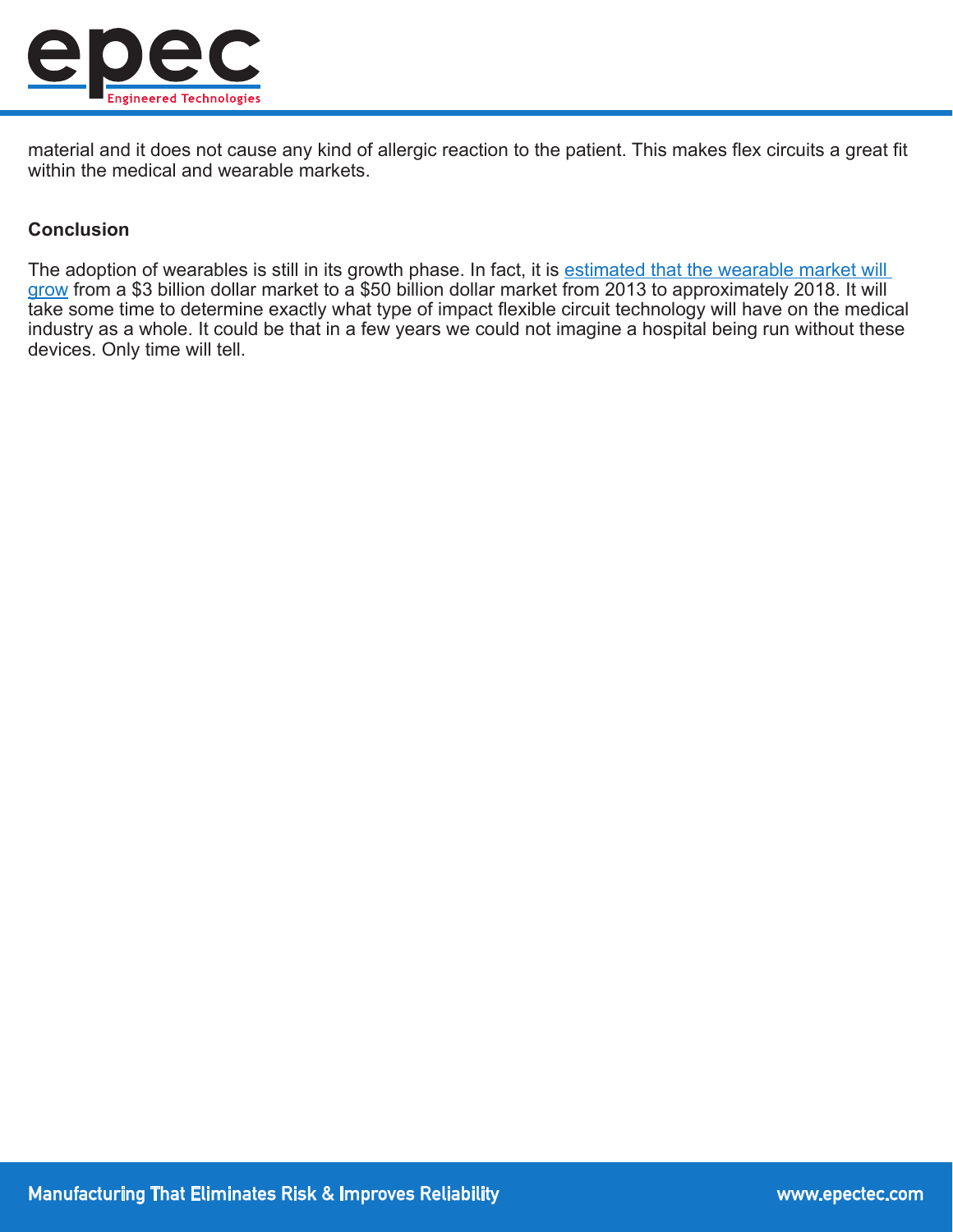material and it does not cause any kind of allergic reaction to the patient. This makes flex circuits a great fit within the medical and wearable markets.

## Conclusion

The adoption of wearables is still in its growth phase. In fact, it is estimated that the wearable market will grow from a $3 billion dollar market to a $50 billion dollar market from 2013 to approximately 2018. It will take some time to determine exactly what type of impact flexible circuit technology will have on the medical industry as a whole. It could be that in a few years we could not imagine a hospital being run without these devices. Only time will tell.